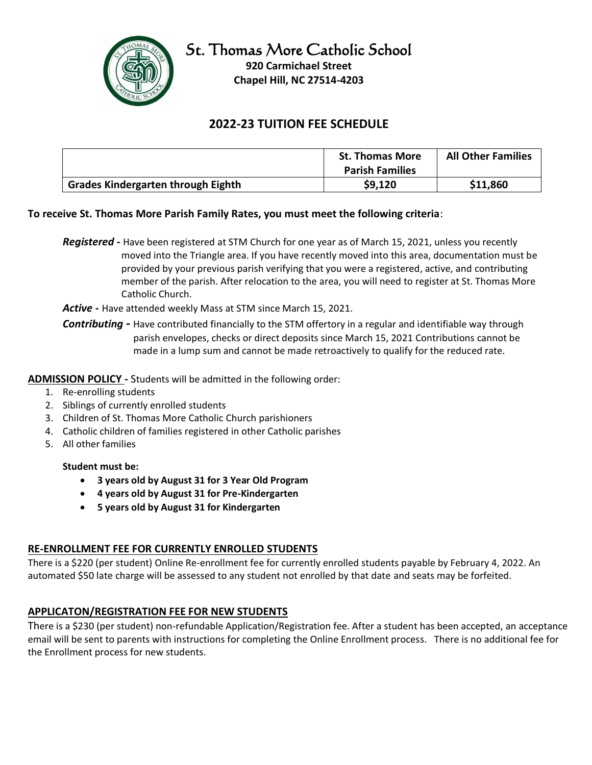# St. Thomas More Catholic School

**920 Carmichael Street**
**Chapel Hill, NC 27514-4203**

## 2022-23 TUITION FEE SCHEDULE

| | St. Thomas More Parish Families | All Other Families |
|---|---|---|
| **Grades Kindergarten through Eighth** | **$9,120** | **$11,860** |

**To receive St. Thomas More Parish Family Rates, you must meet the following criteria**:

***Registered*** **-** Have been registered at STM Church for one year as of March 15, 2021, unless you recently moved into the Triangle area. If you have recently moved into this area, documentation must be provided by your previous parish verifying that you were a registered, active, and contributing member of the parish. After relocation to the area, you will need to register at St. Thomas More Catholic Church.

***Active*** **-** Have attended weekly Mass at STM since March 15, 2021.

***Contributing*** **-** Have contributed financially to the STM offertory in a regular and identifiable way through parish envelopes, checks or direct deposits since March 15, 2021 Contributions cannot be made in a lump sum and cannot be made retroactively to qualify for the reduced rate.

**ADMISSION POLICY -** Students will be admitted in the following order:

1. Re-enrolling students
2. Siblings of currently enrolled students
3. Children of St. Thomas More Catholic Church parishioners
4. Catholic children of families registered in other Catholic parishes
5. All other families

**Student must be:**

- **3 years old by August 31 for 3 Year Old Program**
- **4 years old by August 31 for Pre-Kindergarten**
- **5 years old by August 31 for Kindergarten**

### RE-ENROLLMENT FEE FOR CURRENTLY ENROLLED STUDENTS

There is a $220 (per student) Online Re-enrollment fee for currently enrolled students payable by February 4, 2022. An automated $50 late charge will be assessed to any student not enrolled by that date and seats may be forfeited.

### APPLICATON/REGISTRATION FEE FOR NEW STUDENTS

There is a $230 (per student) non-refundable Application/Registration fee. After a student has been accepted, an acceptance email will be sent to parents with instructions for completing the Online Enrollment process. There is no additional fee for the Enrollment process for new students.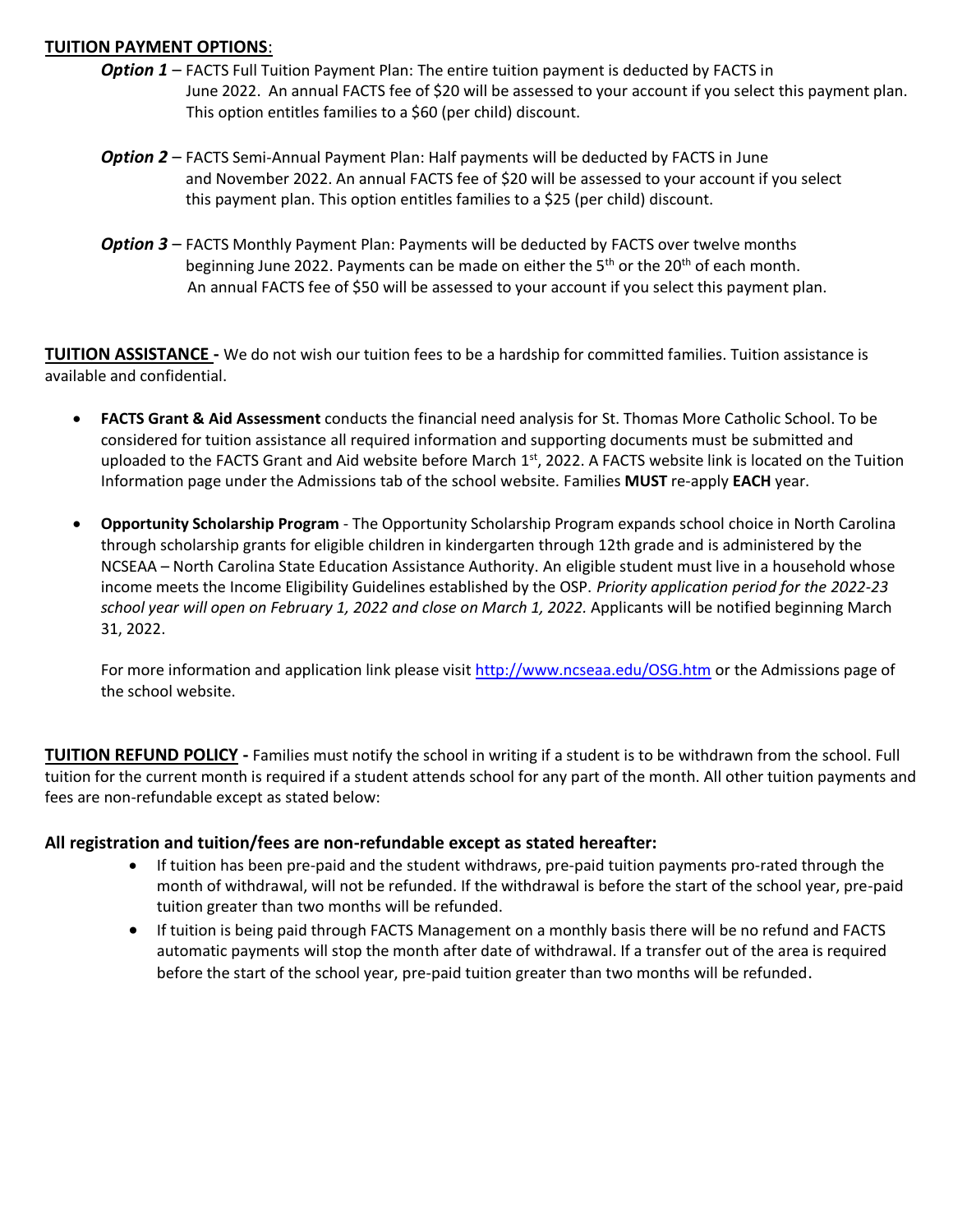**TUITION PAYMENT OPTIONS**:

***Option 1*** – FACTS Full Tuition Payment Plan: The entire tuition payment is deducted by FACTS in June 2022. An annual FACTS fee of $20 will be assessed to your account if you select this payment plan. This option entitles families to a $60 (per child) discount.

***Option 2*** – FACTS Semi-Annual Payment Plan: Half payments will be deducted by FACTS in June and November 2022. An annual FACTS fee of $20 will be assessed to your account if you select this payment plan. This option entitles families to a $25 (per child) discount.

***Option 3*** – FACTS Monthly Payment Plan: Payments will be deducted by FACTS over twelve months beginning June 2022. Payments can be made on either the 5th or the 20th of each month. An annual FACTS fee of $50 will be assessed to your account if you select this payment plan.

**TUITION ASSISTANCE -** We do not wish our tuition fees to be a hardship for committed families. Tuition assistance is available and confidential.

- **FACTS Grant & Aid Assessment** conducts the financial need analysis for St. Thomas More Catholic School. To be considered for tuition assistance all required information and supporting documents must be submitted and uploaded to the FACTS Grant and Aid website before March 1st, 2022. A FACTS website link is located on the Tuition Information page under the Admissions tab of the school website. Families **MUST** re-apply **EACH** year.
- **Opportunity Scholarship Program** - The Opportunity Scholarship Program expands school choice in North Carolina through scholarship grants for eligible children in kindergarten through 12th grade and is administered by the NCSEAA – North Carolina State Education Assistance Authority. An eligible student must live in a household whose income meets the Income Eligibility Guidelines established by the OSP. *Priority application period for the 2022-23 school year will open on February 1, 2022 and close on March 1, 2022.* Applicants will be notified beginning March 31, 2022.

  For more information and application link please visit http://www.ncseaa.edu/OSG.htm or the Admissions page of the school website.

**TUITION REFUND POLICY -** Families must notify the school in writing if a student is to be withdrawn from the school. Full tuition for the current month is required if a student attends school for any part of the month. All other tuition payments and fees are non-refundable except as stated below:

**All registration and tuition/fees are non-refundable except as stated hereafter:**

- If tuition has been pre-paid and the student withdraws, pre-paid tuition payments pro-rated through the month of withdrawal, will not be refunded. If the withdrawal is before the start of the school year, pre-paid tuition greater than two months will be refunded.
- If tuition is being paid through FACTS Management on a monthly basis there will be no refund and FACTS automatic payments will stop the month after date of withdrawal. If a transfer out of the area is required before the start of the school year, pre-paid tuition greater than two months will be refunded.